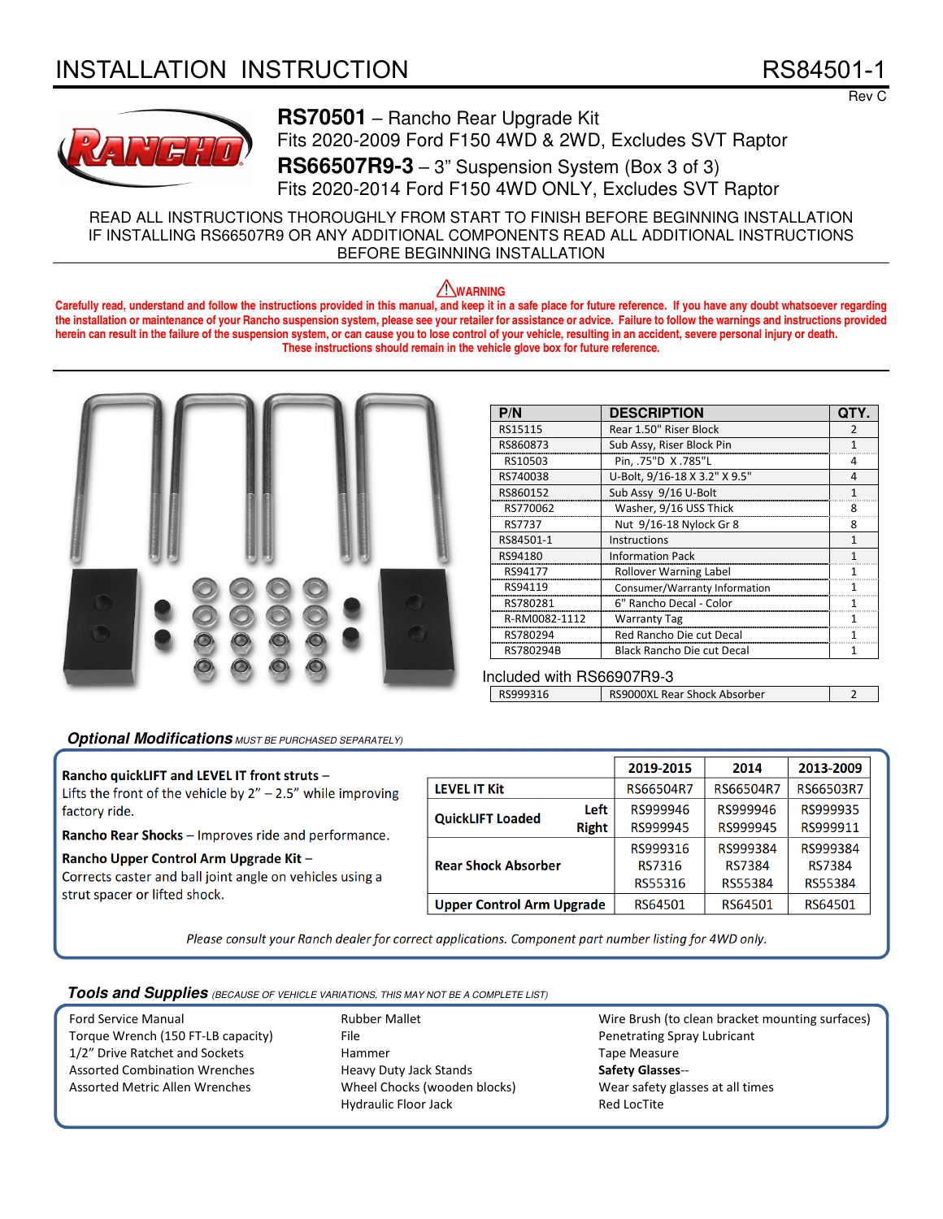# INSTALLATION INSTRUCTION

RS84501-1

Rev C

## RS70501 – Rancho Rear Upgrade Kit

Fits 2020-2009 Ford F150 4WD & 2WD, Excludes SVT Raptor

## RS66507R9-3 – 3" Suspension System (Box 3 of 3)

Fits 2020-2014 Ford F150 4WD ONLY, Excludes SVT Raptor

READ ALL INSTRUCTIONS THOROUGHLY FROM START TO FINISH BEFORE BEGINNING INSTALLATION
IF INSTALLING RS66507R9 OR ANY ADDITIONAL COMPONENTS READ ALL ADDITIONAL INSTRUCTIONS BEFORE BEGINNING INSTALLATION

**⚠WARNING**

**Carefully read, understand and follow the instructions provided in this manual, and keep it in a safe place for future reference. If you have any doubt whatsoever regarding the installation or maintenance of your Rancho suspension system, please see your retailer for assistance or advice. Failure to follow the warnings and instructions provided herein can result in the failure of the suspension system, or can cause you to lose control of your vehicle, resulting in an accident, severe personal injury or death. These instructions should remain in the vehicle glove box for future reference.**

| P/N | DESCRIPTION | QTY. |
|---|---|---|
| RS15115 | Rear 1.50" Riser Block | 2 |
| RS860873 | Sub Assy, Riser Block Pin | 1 |
| RS10503 | Pin, .75"D X .785"L | 4 |
| RS740038 | U-Bolt, 9/16-18 X 3.2" X 9.5" | 4 |
| RS860152 | Sub Assy 9/16 U-Bolt | 1 |
| RS770062 | Washer, 9/16 USS Thick | 8 |
| RS7737 | Nut 9/16-18 Nylock Gr 8 | 8 |
| RS84501-1 | Instructions | 1 |
| RS94180 | Information Pack | 1 |
| RS94177 | Rollover Warning Label | 1 |
| RS94119 | Consumer/Warranty Information | 1 |
| RS780281 | 6" Rancho Decal - Color | 1 |
| R-RM0082-1112 | Warranty Tag | 1 |
| RS780294 | Red Rancho Die cut Decal | 1 |
| RS780294B | Black Rancho Die cut Decal | 1 |

Included with RS66907R9-3

| RS999316 | RS9000XL Rear Shock Absorber | 2 |
|---|---|---|

### *Optional Modifications* *MUST BE PURCHASED SEPARATELY)*

**Rancho quickLIFT and LEVEL IT front struts** – Lifts the front of the vehicle by 2" – 2.5" while improving factory ride.

**Rancho Rear Shocks** – Improves ride and performance.

**Rancho Upper Control Arm Upgrade Kit** – Corrects caster and ball joint angle on vehicles using a strut spacer or lifted shock.

| | | 2019-2015 | 2014 | 2013-2009 |
|---|---|---|---|---|
| **LEVEL IT Kit** | | RS66504R7 | RS66504R7 | RS66503R7 |
| **QuickLIFT Loaded** | **Left** | RS999946 | RS999946 | RS999935 |
| | **Right** | RS999945 | RS999945 | RS999911 |
| **Rear Shock Absorber** | | RS999316<br>RS7316<br>RS55316 | RS999384<br>RS7384<br>RS55384 | RS999384<br>RS7384<br>RS55384 |
| **Upper Control Arm Upgrade** | | RS64501 | RS64501 | RS64501 |

*Please consult your Ranch dealer for correct applications. Component part number listing for 4WD only.*

### *Tools and Supplies* *(BECAUSE OF VEHICLE VARIATIONS, THIS MAY NOT BE A COMPLETE LIST)*

- Ford Service Manual
- Torque Wrench (150 FT-LB capacity)
- 1/2" Drive Ratchet and Sockets
- Assorted Combination Wrenches
- Assorted Metric Allen Wrenches
- Rubber Mallet
- File
- Hammer
- Heavy Duty Jack Stands
- Wheel Chocks (wooden blocks)
- Hydraulic Floor Jack
- Wire Brush (to clean bracket mounting surfaces)
- Penetrating Spray Lubricant
- Tape Measure
- **Safety Glasses**-- Wear safety glasses at all times
- Red LocTite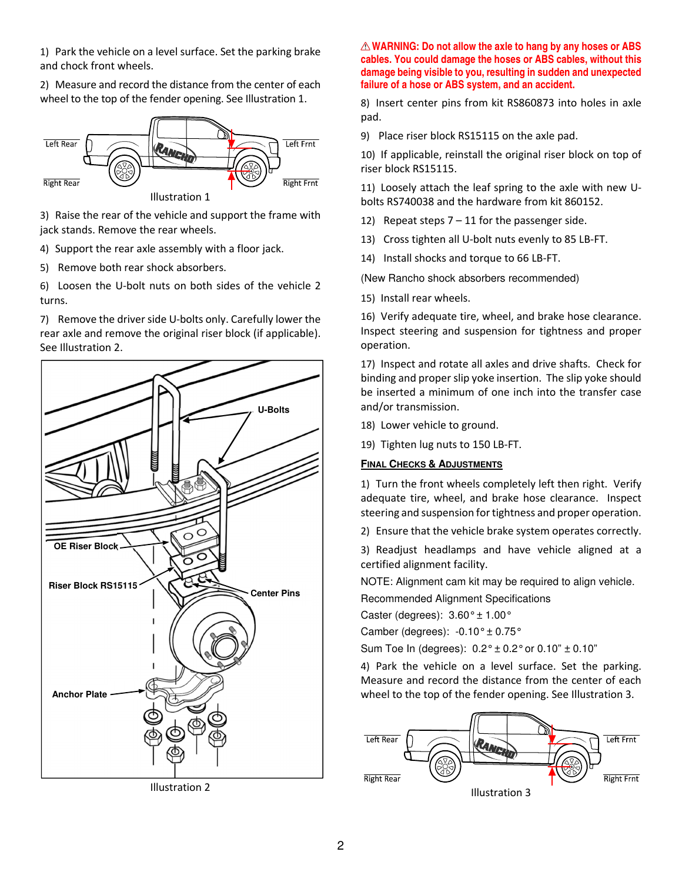1) Park the vehicle on a level surface. Set the parking brake and chock front wheels.

2) Measure and record the distance from the center of each wheel to the top of the fender opening. See Illustration 1.

Illustration 1

3) Raise the rear of the vehicle and support the frame with jack stands. Remove the rear wheels.

4) Support the rear axle assembly with a floor jack.

5) Remove both rear shock absorbers.

6) Loosen the U-bolt nuts on both sides of the vehicle 2 turns.

7) Remove the driver side U-bolts only. Carefully lower the rear axle and remove the original riser block (if applicable). See Illustration 2.

Illustration 2

**⚠WARNING: Do not allow the axle to hang by any hoses or ABS cables. You could damage the hoses or ABS cables, without this damage being visible to you, resulting in sudden and unexpected failure of a hose or ABS system, and an accident.**

8) Insert center pins from kit RS860873 into holes in axle pad.

9) Place riser block RS15115 on the axle pad.

10) If applicable, reinstall the original riser block on top of riser block RS15115.

11) Loosely attach the leaf spring to the axle with new U-bolts RS740038 and the hardware from kit 860152.

12) Repeat steps 7 – 11 for the passenger side.

13) Cross tighten all U-bolt nuts evenly to 85 LB-FT.

14) Install shocks and torque to 66 LB-FT.

(New Rancho shock absorbers recommended)

15) Install rear wheels.

16) Verify adequate tire, wheel, and brake hose clearance. Inspect steering and suspension for tightness and proper operation.

17) Inspect and rotate all axles and drive shafts. Check for binding and proper slip yoke insertion. The slip yoke should be inserted a minimum of one inch into the transfer case and/or transmission.

18) Lower vehicle to ground.

19) Tighten lug nuts to 150 LB-FT.

## FINAL CHECKS & ADJUSTMENTS

1) Turn the front wheels completely left then right. Verify adequate tire, wheel, and brake hose clearance. Inspect steering and suspension for tightness and proper operation.

2) Ensure that the vehicle brake system operates correctly.

3) Readjust headlamps and have vehicle aligned at a certified alignment facility.

NOTE: Alignment cam kit may be required to align vehicle.

Recommended Alignment Specifications

Caster (degrees): 3.60° ± 1.00°

Camber (degrees): -0.10° ± 0.75°

Sum Toe In (degrees): 0.2° ± 0.2° or 0.10" ± 0.10"

4) Park the vehicle on a level surface. Set the parking. Measure and record the distance from the center of each wheel to the top of the fender opening. See Illustration 3.

Illustration 3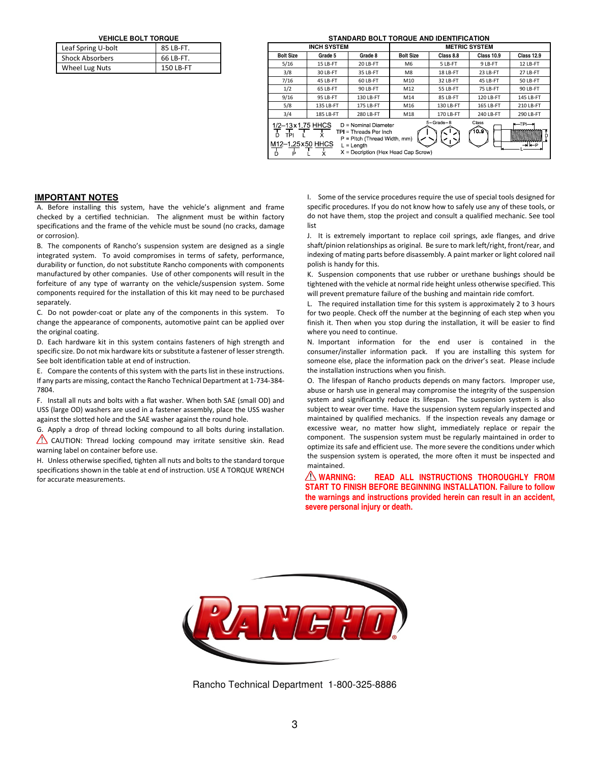**VEHICLE BOLT TORQUE**

| | |
|---|---|
| Leaf Spring U-bolt | 85 LB-FT. |
| Shock Absorbers | 66 LB-FT. |
| Wheel Lug Nuts | 150 LB-FT |

**STANDARD BOLT TORQUE AND IDENTIFICATION**

| INCH SYSTEM | | | METRIC SYSTEM | | | |
|---|---|---|---|---|---|---|
| Bolt Size | Grade 5 | Grade 8 | Bolt Size | Class 8.8 | Class 10.9 | Class 12.9 |
| 5/16 | 15 LB-FT | 20 LB-FT | M6 | 5 LB-FT | 9 LB-FT | 12 LB-FT |
| 3/8 | 30 LB-FT | 35 LB-FT | M8 | 18 LB-FT | 23 LB-FT | 27 LB-FT |
| 7/16 | 45 LB-FT | 60 LB-FT | M10 | 32 LB-FT | 45 LB-FT | 50 LB-FT |
| 1/2 | 65 LB-FT | 90 LB-FT | M12 | 55 LB-FT | 75 LB-FT | 90 LB-FT |
| 9/16 | 95 LB-FT | 130 LB-FT | M14 | 85 LB-FT | 120 LB-FT | 145 LB-FT |
| 5/8 | 135 LB-FT | 175 LB-FT | M16 | 130 LB-FT | 165 LB-FT | 210 LB-FT |
| 3/4 | 185 LB-FT | 280 LB-FT | M18 | 170 LB-FT | 240 LB-FT | 290 LB-FT |

1/2–13x1.75 HHCS (D, TPI, L, X)
M12–1.25x50 HHCS (D, P, L, X)

D = Nominal Diameter
TPI = Threads Per Inch
P = Pitch (Thread Width, mm)
L = Length
X = Decription (Hex Head Cap Screw)

5 – Grade – 8 Class 10.9

## IMPORTANT NOTES

A. Before installing this system, have the vehicle's alignment and frame checked by a certified technician. The alignment must be within factory specifications and the frame of the vehicle must be sound (no cracks, damage or corrosion).

B. The components of Rancho's suspension system are designed as a single integrated system. To avoid compromises in terms of safety, performance, durability or function, do not substitute Rancho components with components manufactured by other companies. Use of other components will result in the forfeiture of any type of warranty on the vehicle/suspension system. Some components required for the installation of this kit may need to be purchased separately.

C. Do not powder-coat or plate any of the components in this system. To change the appearance of components, automotive paint can be applied over the original coating.

D. Each hardware kit in this system contains fasteners of high strength and specific size. Do not mix hardware kits or substitute a fastener of lesser strength. See bolt identification table at end of instruction.

E. Compare the contents of this system with the parts list in these instructions. If any parts are missing, contact the Rancho Technical Department at 1-734-384-7804.

F. Install all nuts and bolts with a flat washer. When both SAE (small OD) and USS (large OD) washers are used in a fastener assembly, place the USS washer against the slotted hole and the SAE washer against the round hole.

G. Apply a drop of thread locking compound to all bolts during installation. ⚠ CAUTION: Thread locking compound may irritate sensitive skin. Read warning label on container before use.

H. Unless otherwise specified, tighten all nuts and bolts to the standard torque specifications shown in the table at end of instruction. USE A TORQUE WRENCH for accurate measurements.

I. Some of the service procedures require the use of special tools designed for specific procedures. If you do not know how to safely use any of these tools, or do not have them, stop the project and consult a qualified mechanic. See tool list

J. It is extremely important to replace coil springs, axle flanges, and drive shaft/pinion relationships as original. Be sure to mark left/right, front/rear, and indexing of mating parts before disassembly. A paint marker or light colored nail polish is handy for this.

K. Suspension components that use rubber or urethane bushings should be tightened with the vehicle at normal ride height unless otherwise specified. This will prevent premature failure of the bushing and maintain ride comfort.

L. The required installation time for this system is approximately 2 to 3 hours for two people. Check off the number at the beginning of each step when you finish it. Then when you stop during the installation, it will be easier to find where you need to continue.

N. Important information for the end user is contained in the consumer/installer information pack. If you are installing this system for someone else, place the information pack on the driver's seat. Please include the installation instructions when you finish.

O. The lifespan of Rancho products depends on many factors. Improper use, abuse or harsh use in general may compromise the integrity of the suspension system and significantly reduce its lifespan. The suspension system is also subject to wear over time. Have the suspension system regularly inspected and maintained by qualified mechanics. If the inspection reveals any damage or excessive wear, no matter how slight, immediately replace or repair the component. The suspension system must be regularly maintained in order to optimize its safe and efficient use. The more severe the conditions under which the suspension system is operated, the more often it must be inspected and maintained.

⚠ **WARNING: READ ALL INSTRUCTIONS THOROUGHLY FROM START TO FINISH BEFORE BEGINNING INSTALLATION. Failure to follow the warnings and instructions provided herein can result in an accident, severe personal injury or death.**

RANCHO®

Rancho Technical Department 1-800-325-8886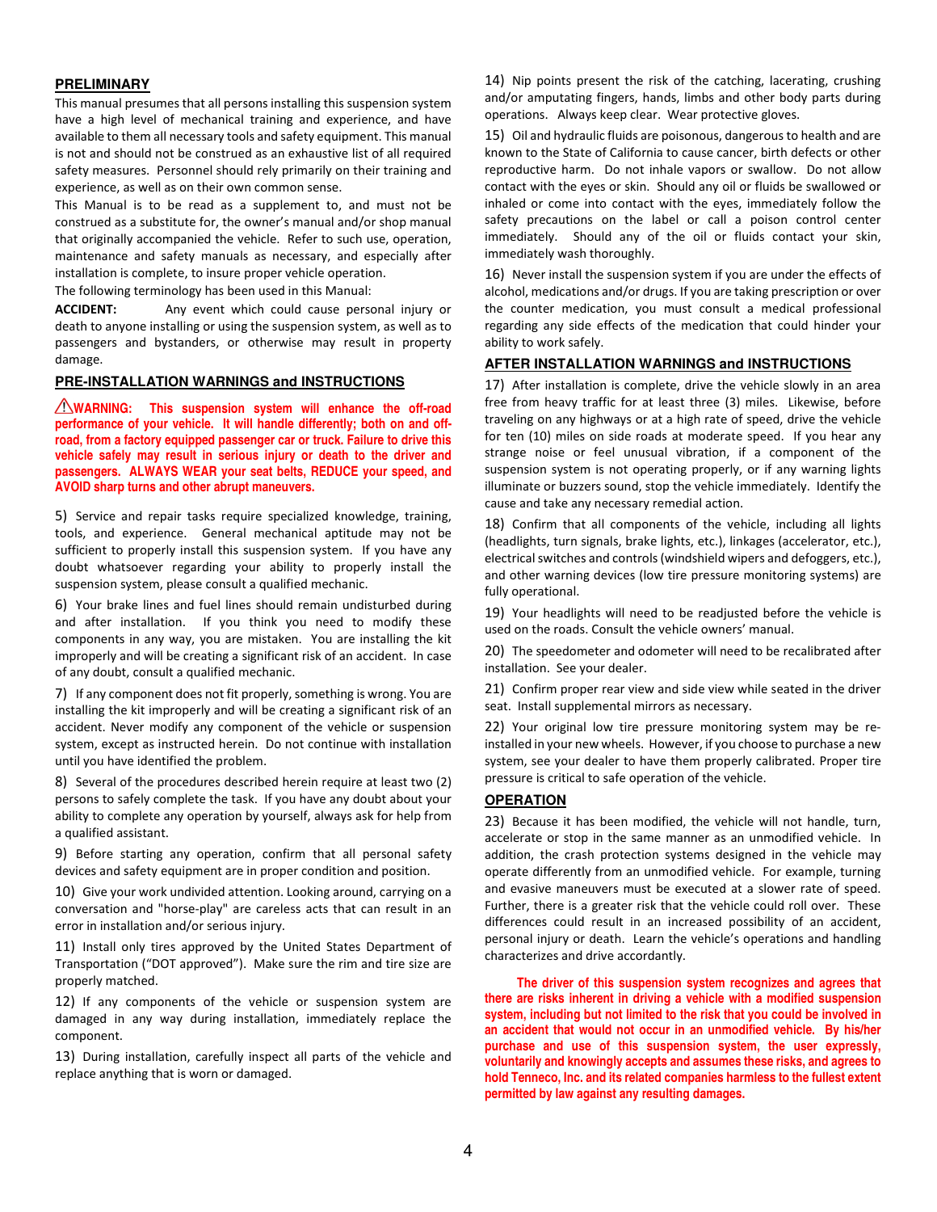## PRELIMINARY

This manual presumes that all persons installing this suspension system have a high level of mechanical training and experience, and have available to them all necessary tools and safety equipment. This manual is not and should not be construed as an exhaustive list of all required safety measures. Personnel should rely primarily on their training and experience, as well as on their own common sense.

This Manual is to be read as a supplement to, and must not be construed as a substitute for, the owner's manual and/or shop manual that originally accompanied the vehicle. Refer to such use, operation, maintenance and safety manuals as necessary, and especially after installation is complete, to insure proper vehicle operation.

The following terminology has been used in this Manual:

**ACCIDENT:** Any event which could cause personal injury or death to anyone installing or using the suspension system, as well as to passengers and bystanders, or otherwise may result in property damage.

## PRE-INSTALLATION WARNINGS and INSTRUCTIONS

**⚠WARNING: This suspension system will enhance the off-road performance of your vehicle. It will handle differently; both on and off-road, from a factory equipped passenger car or truck. Failure to drive this vehicle safely may result in serious injury or death to the driver and passengers. ALWAYS WEAR your seat belts, REDUCE your speed, and AVOID sharp turns and other abrupt maneuvers.**

5) Service and repair tasks require specialized knowledge, training, tools, and experience. General mechanical aptitude may not be sufficient to properly install this suspension system. If you have any doubt whatsoever regarding your ability to properly install the suspension system, please consult a qualified mechanic.

6) Your brake lines and fuel lines should remain undisturbed during and after installation. If you think you need to modify these components in any way, you are mistaken. You are installing the kit improperly and will be creating a significant risk of an accident. In case of any doubt, consult a qualified mechanic.

7) If any component does not fit properly, something is wrong. You are installing the kit improperly and will be creating a significant risk of an accident. Never modify any component of the vehicle or suspension system, except as instructed herein. Do not continue with installation until you have identified the problem.

8) Several of the procedures described herein require at least two (2) persons to safely complete the task. If you have any doubt about your ability to complete any operation by yourself, always ask for help from a qualified assistant.

9) Before starting any operation, confirm that all personal safety devices and safety equipment are in proper condition and position.

10) Give your work undivided attention. Looking around, carrying on a conversation and "horse-play" are careless acts that can result in an error in installation and/or serious injury.

11) Install only tires approved by the United States Department of Transportation ("DOT approved"). Make sure the rim and tire size are properly matched.

12) If any components of the vehicle or suspension system are damaged in any way during installation, immediately replace the component.

13) During installation, carefully inspect all parts of the vehicle and replace anything that is worn or damaged.

14) Nip points present the risk of the catching, lacerating, crushing and/or amputating fingers, hands, limbs and other body parts during operations. Always keep clear. Wear protective gloves.

15) Oil and hydraulic fluids are poisonous, dangerous to health and are known to the State of California to cause cancer, birth defects or other reproductive harm. Do not inhale vapors or swallow. Do not allow contact with the eyes or skin. Should any oil or fluids be swallowed or inhaled or come into contact with the eyes, immediately follow the safety precautions on the label or call a poison control center immediately. Should any of the oil or fluids contact your skin, immediately wash thoroughly.

16) Never install the suspension system if you are under the effects of alcohol, medications and/or drugs. If you are taking prescription or over the counter medication, you must consult a medical professional regarding any side effects of the medication that could hinder your ability to work safely.

## AFTER INSTALLATION WARNINGS and INSTRUCTIONS

17) After installation is complete, drive the vehicle slowly in an area free from heavy traffic for at least three (3) miles. Likewise, before traveling on any highways or at a high rate of speed, drive the vehicle for ten (10) miles on side roads at moderate speed. If you hear any strange noise or feel unusual vibration, if a component of the suspension system is not operating properly, or if any warning lights illuminate or buzzers sound, stop the vehicle immediately. Identify the cause and take any necessary remedial action.

18) Confirm that all components of the vehicle, including all lights (headlights, turn signals, brake lights, etc.), linkages (accelerator, etc.), electrical switches and controls (windshield wipers and defoggers, etc.), and other warning devices (low tire pressure monitoring systems) are fully operational.

19) Your headlights will need to be readjusted before the vehicle is used on the roads. Consult the vehicle owners' manual.

20) The speedometer and odometer will need to be recalibrated after installation. See your dealer.

21) Confirm proper rear view and side view while seated in the driver seat. Install supplemental mirrors as necessary.

22) Your original low tire pressure monitoring system may be re-installed in your new wheels. However, if you choose to purchase a new system, see your dealer to have them properly calibrated. Proper tire pressure is critical to safe operation of the vehicle.

## OPERATION

23) Because it has been modified, the vehicle will not handle, turn, accelerate or stop in the same manner as an unmodified vehicle. In addition, the crash protection systems designed in the vehicle may operate differently from an unmodified vehicle. For example, turning and evasive maneuvers must be executed at a slower rate of speed. Further, there is a greater risk that the vehicle could roll over. These differences could result in an increased possibility of an accident, personal injury or death. Learn the vehicle's operations and handling characterizes and drive accordantly.

**The driver of this suspension system recognizes and agrees that there are risks inherent in driving a vehicle with a modified suspension system, including but not limited to the risk that you could be involved in an accident that would not occur in an unmodified vehicle. By his/her purchase and use of this suspension system, the user expressly, voluntarily and knowingly accepts and assumes these risks, and agrees to hold Tenneco, Inc. and its related companies harmless to the fullest extent permitted by law against any resulting damages.**